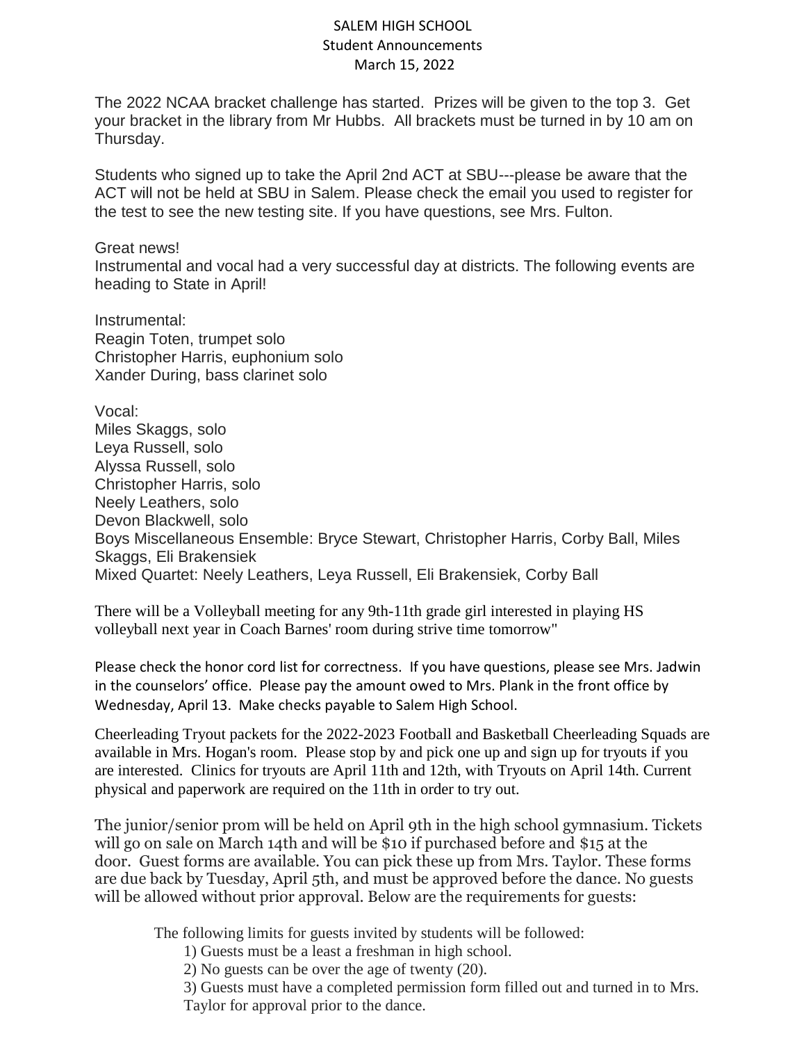# SALEM HIGH SCHOOL
## Student Announcements
### March 15, 2022

The 2022 NCAA bracket challenge has started. Prizes will be given to the top 3. Get your bracket in the library from Mr Hubbs. All brackets must be turned in by 10 am on Thursday.

Students who signed up to take the April 2nd ACT at SBU---please be aware that the ACT will not be held at SBU in Salem. Please check the email you used to register for the test to see the new testing site. If you have questions, see Mrs. Fulton.

Great news!
Instrumental and vocal had a very successful day at districts. The following events are heading to State in April!

Instrumental:
Reagin Toten, trumpet solo
Christopher Harris, euphonium solo
Xander During, bass clarinet solo

Vocal:
Miles Skaggs, solo
Leya Russell, solo
Alyssa Russell, solo
Christopher Harris, solo
Neely Leathers, solo
Devon Blackwell, solo
Boys Miscellaneous Ensemble: Bryce Stewart, Christopher Harris, Corby Ball, Miles Skaggs, Eli Brakensiek
Mixed Quartet: Neely Leathers, Leya Russell, Eli Brakensiek, Corby Ball

There will be a Volleyball meeting for any 9th-11th grade girl interested in playing HS volleyball next year in Coach Barnes' room during strive time tomorrow"

Please check the honor cord list for correctness. If you have questions, please see Mrs. Jadwin in the counselors' office. Please pay the amount owed to Mrs. Plank in the front office by Wednesday, April 13. Make checks payable to Salem High School.

Cheerleading Tryout packets for the 2022-2023 Football and Basketball Cheerleading Squads are available in Mrs. Hogan's room. Please stop by and pick one up and sign up for tryouts if you are interested. Clinics for tryouts are April 11th and 12th, with Tryouts on April 14th. Current physical and paperwork are required on the 11th in order to try out.

The junior/senior prom will be held on April 9th in the high school gymnasium. Tickets will go on sale on March 14th and will be $10 if purchased before and $15 at the door. Guest forms are available. You can pick these up from Mrs. Taylor. These forms are due back by Tuesday, April 5th, and must be approved before the dance. No guests will be allowed without prior approval. Below are the requirements for guests:

The following limits for guests invited by students will be followed:

1) Guests must be a least a freshman in high school.
2) No guests can be over the age of twenty (20).
3) Guests must have a completed permission form filled out and turned in to Mrs. Taylor for approval prior to the dance.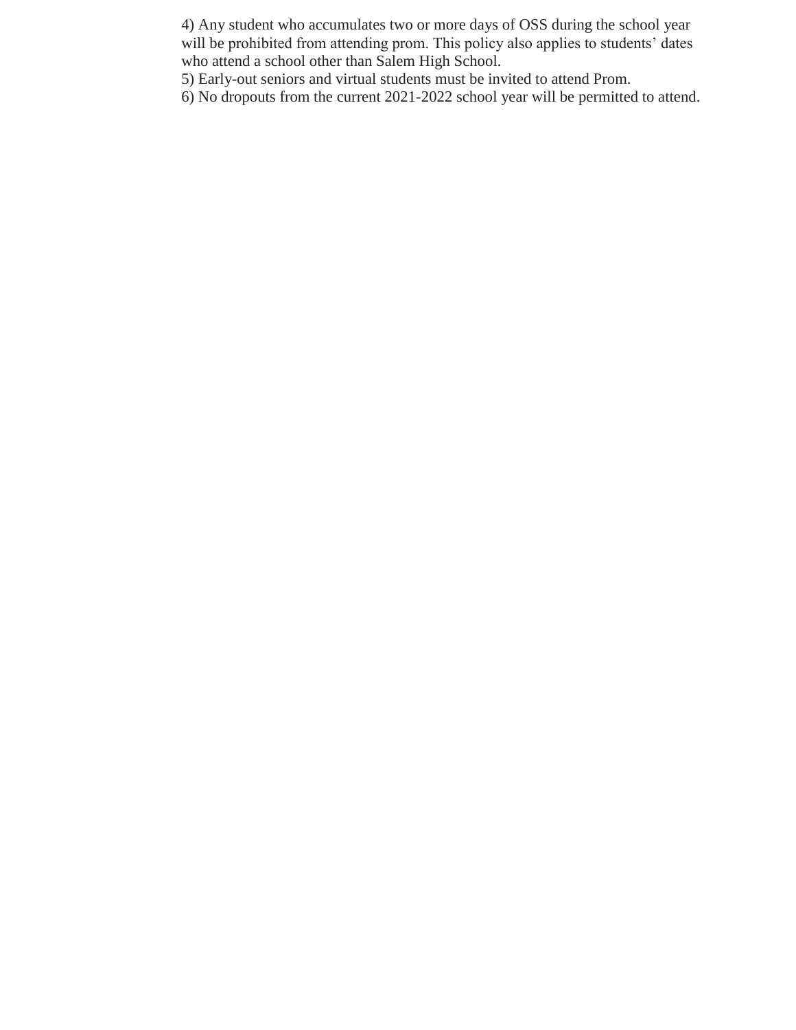4) Any student who accumulates two or more days of OSS during the school year will be prohibited from attending prom. This policy also applies to students' dates who attend a school other than Salem High School.

5) Early-out seniors and virtual students must be invited to attend Prom.

6) No dropouts from the current 2021-2022 school year will be permitted to attend.